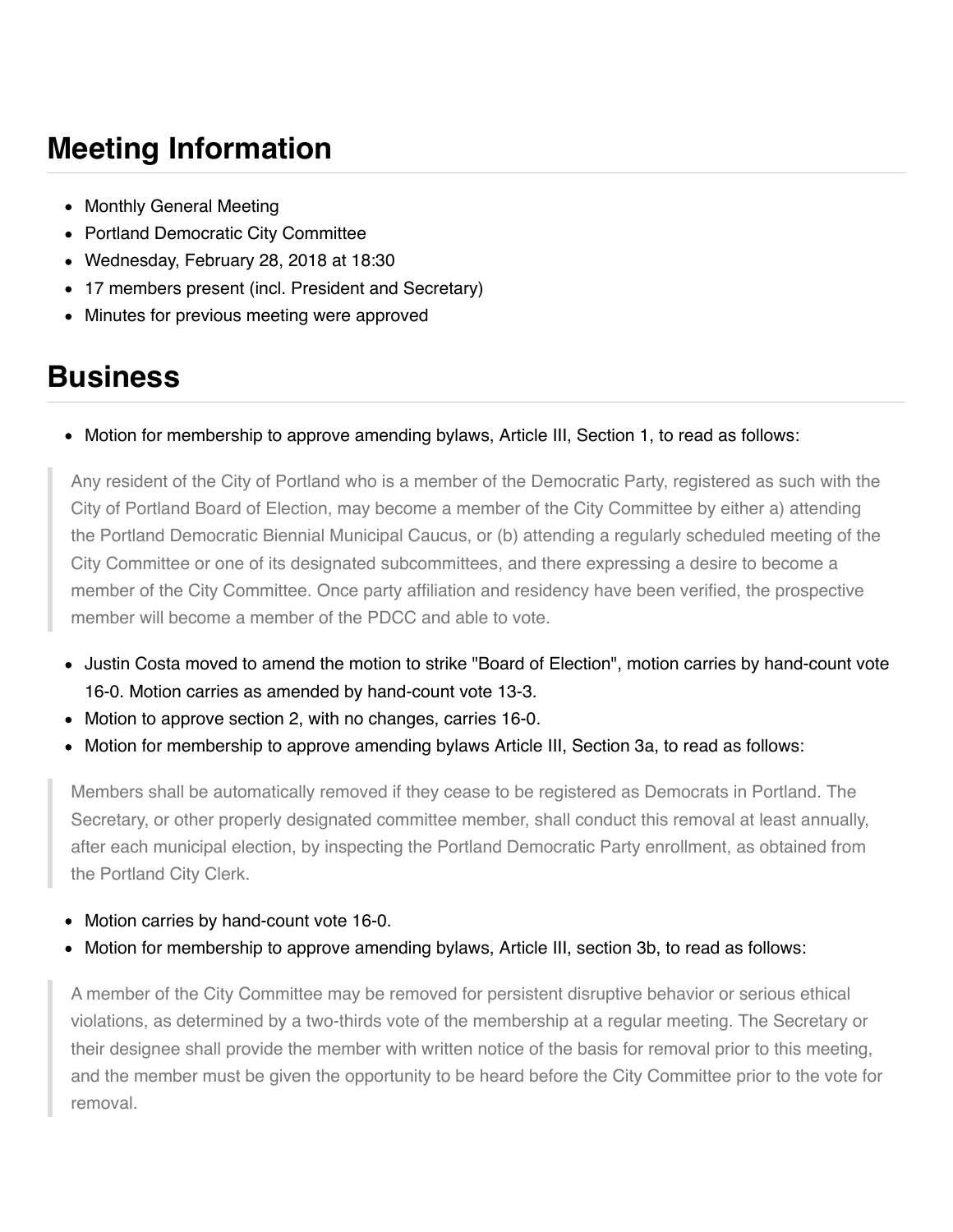## Meeting Information

- Monthly General Meeting
- Portland Democratic City Committee
- Wednesday, February 28, 2018 at 18:30
- 17 members present (incl. President and Secretary)
- Minutes for previous meeting were approved

## Business

- Motion for membership to approve amending bylaws, Article III, Section 1, to read as follows:

> Any resident of the City of Portland who is a member of the Democratic Party, registered as such with the City of Portland Board of Election, may become a member of the City Committee by either a) attending the Portland Democratic Biennial Municipal Caucus, or (b) attending a regularly scheduled meeting of the City Committee or one of its designated subcommittees, and there expressing a desire to become a member of the City Committee. Once party affiliation and residency have been verified, the prospective member will become a member of the PDCC and able to vote.

- Justin Costa moved to amend the motion to strike "Board of Election", motion carries by hand-count vote 16-0. Motion carries as amended by hand-count vote 13-3.
- Motion to approve section 2, with no changes, carries 16-0.
- Motion for membership to approve amending bylaws Article III, Section 3a, to read as follows:

> Members shall be automatically removed if they cease to be registered as Democrats in Portland. The Secretary, or other properly designated committee member, shall conduct this removal at least annually, after each municipal election, by inspecting the Portland Democratic Party enrollment, as obtained from the Portland City Clerk.

- Motion carries by hand-count vote 16-0.
- Motion for membership to approve amending bylaws, Article III, section 3b, to read as follows:

> A member of the City Committee may be removed for persistent disruptive behavior or serious ethical violations, as determined by a two-thirds vote of the membership at a regular meeting. The Secretary or their designee shall provide the member with written notice of the basis for removal prior to this meeting, and the member must be given the opportunity to be heard before the City Committee prior to the vote for removal.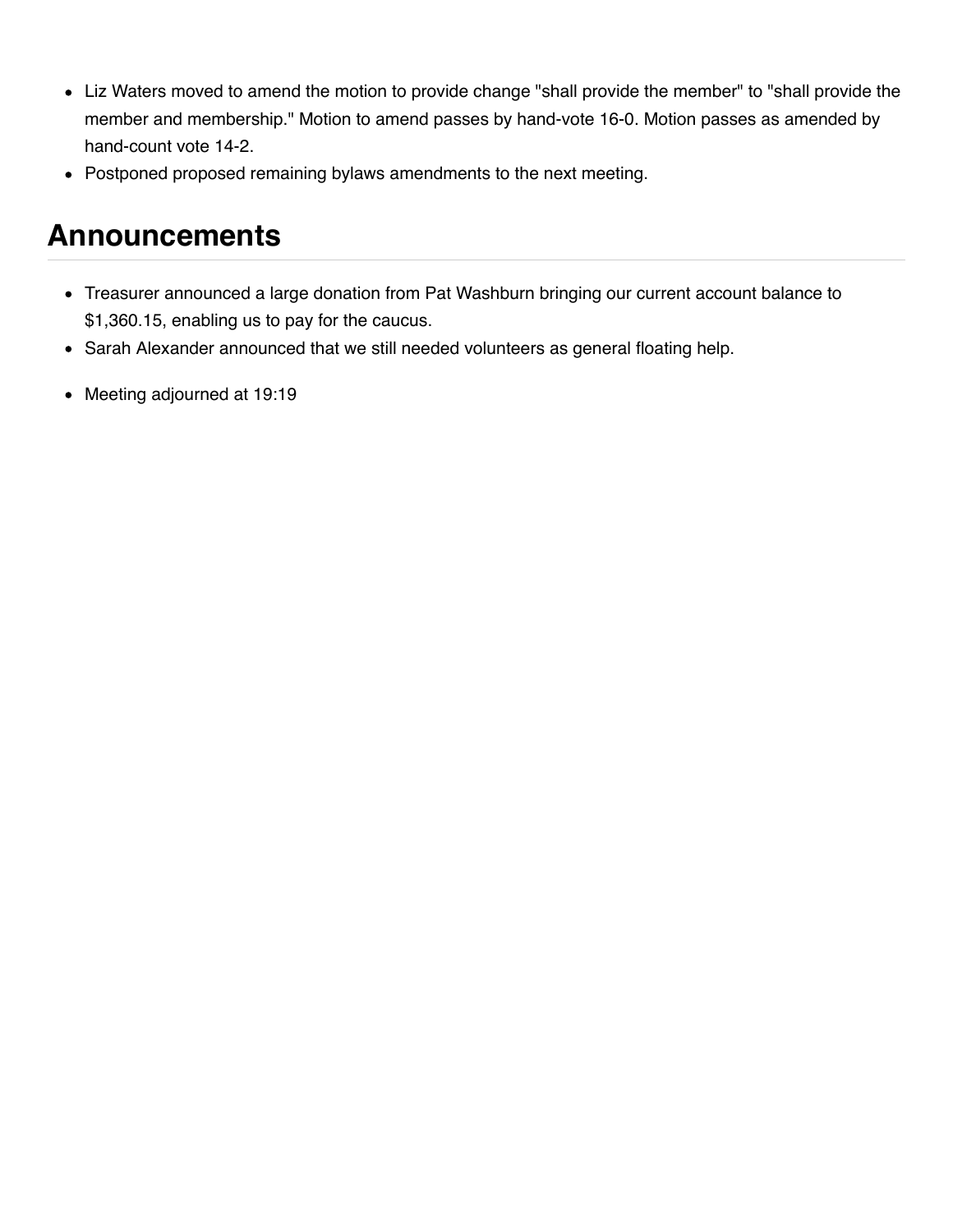- Liz Waters moved to amend the motion to provide change "shall provide the member" to "shall provide the member and membership." Motion to amend passes by hand-vote 16-0. Motion passes as amended by hand-count vote 14-2.
- Postponed proposed remaining bylaws amendments to the next meeting.

## Announcements

- Treasurer announced a large donation from Pat Washburn bringing our current account balance to $1,360.15, enabling us to pay for the caucus.
- Sarah Alexander announced that we still needed volunteers as general floating help.

- Meeting adjourned at 19:19